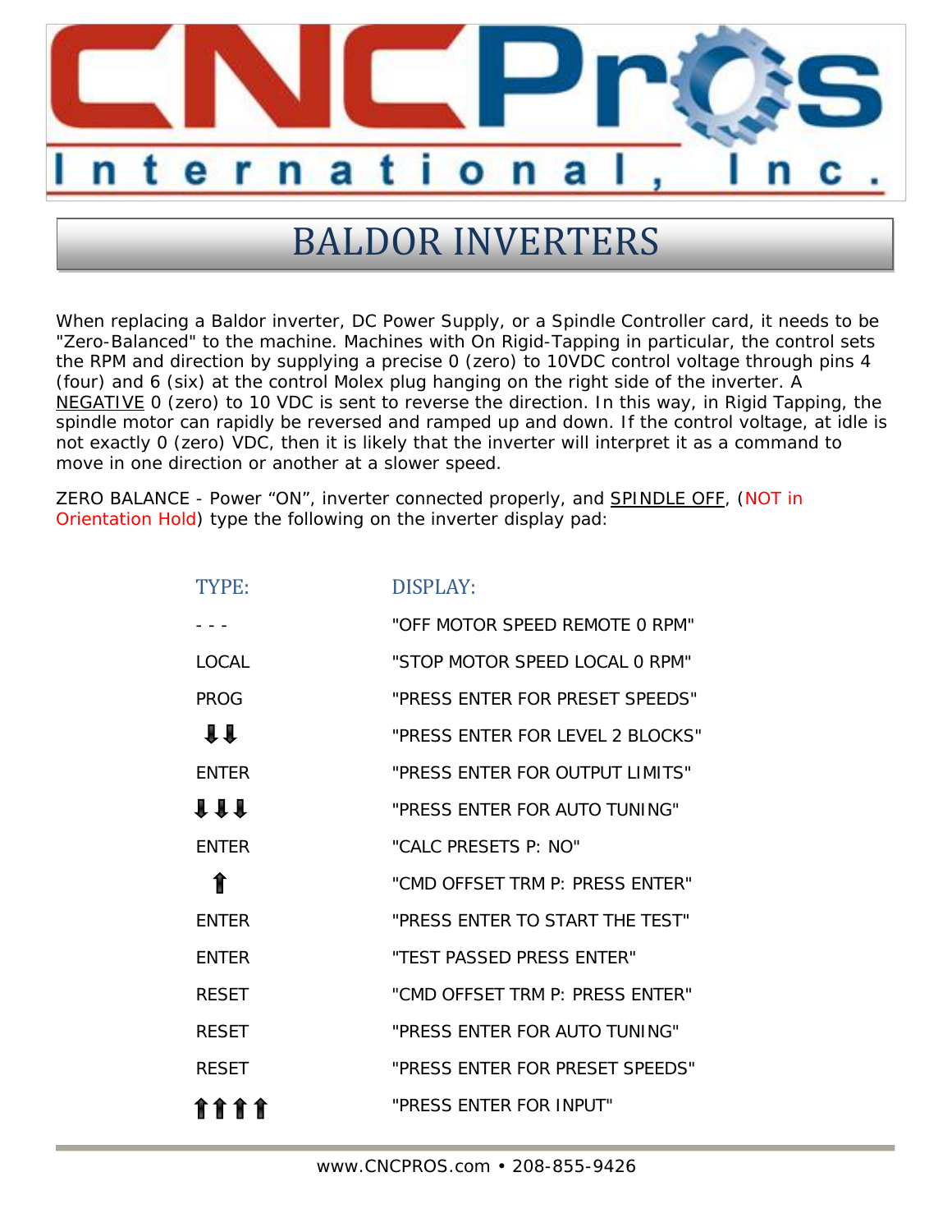# BALDOR INVERTERS

When replacing a Baldor inverter, DC Power Supply, or a Spindle Controller card, it needs to be "Zero-Balanced" to the machine. Machines with On Rigid-Tapping in particular, the control sets the RPM and direction by supplying a precise 0 (zero) to 10VDC control voltage through pins 4 (four) and 6 (six) at the control Molex plug hanging on the right side of the inverter. A NEGATIVE 0 (zero) to 10 VDC is sent to reverse the direction. In this way, in Rigid Tapping, the spindle motor can rapidly be reversed and ramped up and down. If the control voltage, at idle is not exactly 0 (zero) VDC, then it is likely that the inverter will interpret it as a command to move in one direction or another at a slower speed.

ZERO BALANCE - Power "ON", inverter connected properly, and SPINDLE OFF, (NOT in Orientation Hold) type the following on the inverter display pad:

| TYPE: | DISPLAY: |
|---|---|
| - - - | "OFF MOTOR SPEED REMOTE 0 RPM" |
| LOCAL | "STOP MOTOR SPEED LOCAL 0 RPM" |
| PROG | "PRESS ENTER FOR PRESET SPEEDS" |
| ⬇⬇ | "PRESS ENTER FOR LEVEL 2 BLOCKS" |
| ENTER | "PRESS ENTER FOR OUTPUT LIMITS" |
| ⬇⬇⬇ | "PRESS ENTER FOR AUTO TUNING" |
| ENTER | "CALC PRESETS P: NO" |
| ⬆ | "CMD OFFSET TRM P: PRESS ENTER" |
| ENTER | "PRESS ENTER TO START THE TEST" |
| ENTER | "TEST PASSED PRESS ENTER" |
| RESET | "CMD OFFSET TRM P: PRESS ENTER" |
| RESET | "PRESS ENTER FOR AUTO TUNING" |
| RESET | "PRESS ENTER FOR PRESET SPEEDS" |
| ⬆⬆⬆⬆ | "PRESS ENTER FOR INPUT" |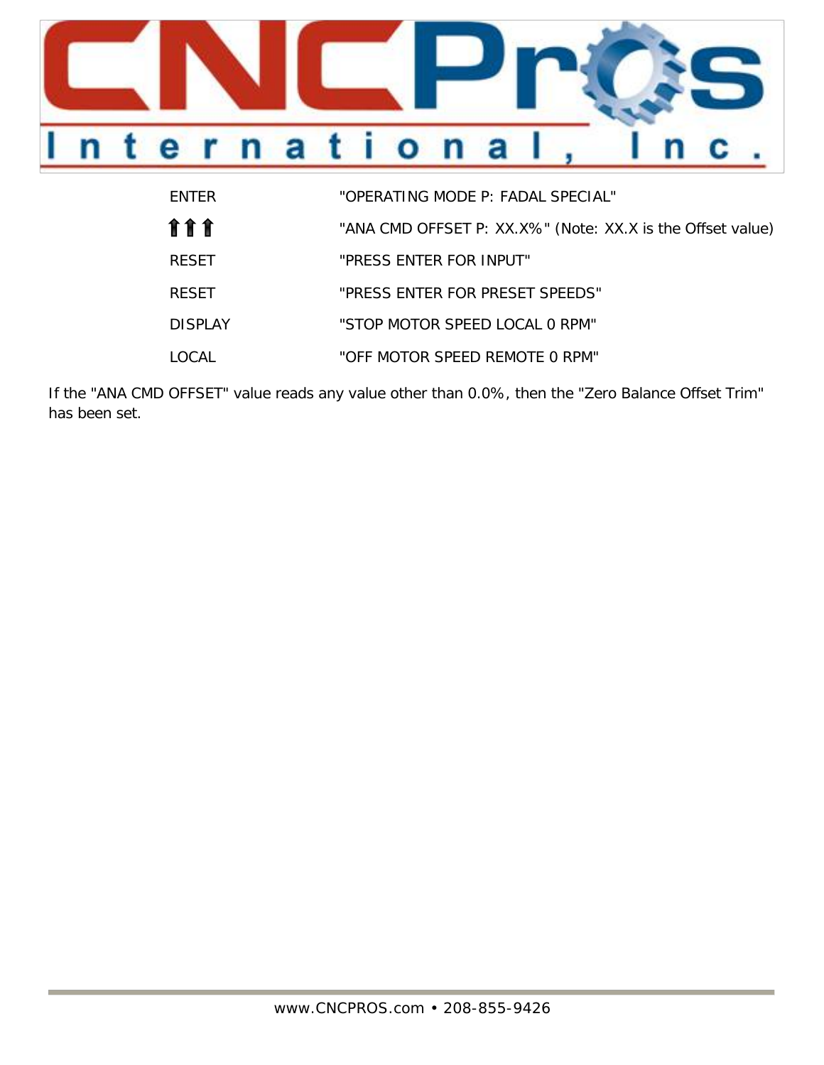| | |
|---|---|
| ENTER | "OPERATING MODE P: FADAL SPECIAL" |
| ⬆⬆⬆ | "ANA CMD OFFSET P: XX.X%" (Note: XX.X is the Offset value) |
| RESET | "PRESS ENTER FOR INPUT" |
| RESET | "PRESS ENTER FOR PRESET SPEEDS" |
| DISPLAY | "STOP MOTOR SPEED LOCAL 0 RPM" |
| LOCAL | "OFF MOTOR SPEED REMOTE 0 RPM" |

If the "ANA CMD OFFSET" value reads any value other than 0.0%, then the "Zero Balance Offset Trim" has been set.